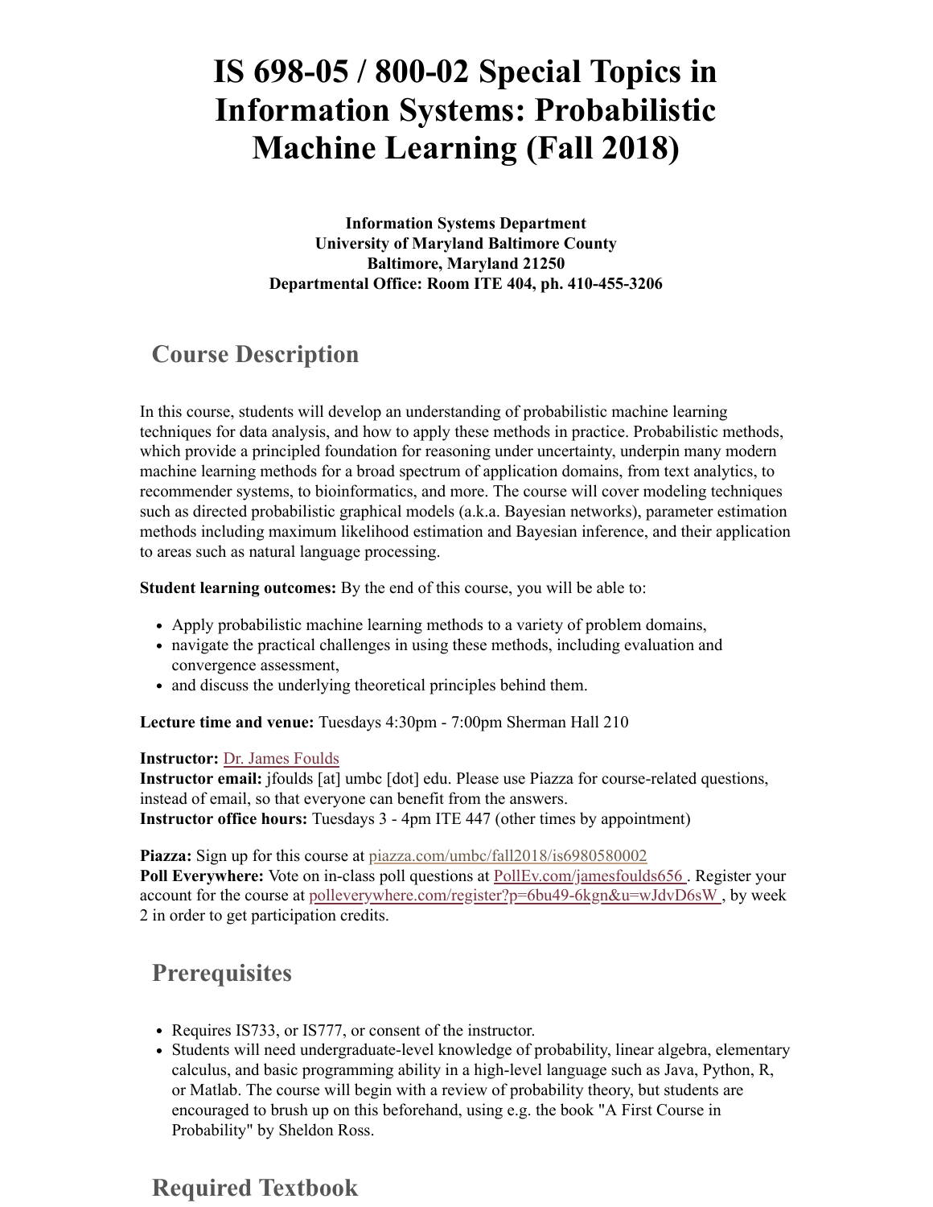# IS 698-05 / 800-02 Special Topics in Information Systems: Probabilistic Machine Learning (Fall 2018)

**Information Systems Department**
**University of Maryland Baltimore County**
**Baltimore, Maryland 21250**
**Departmental Office: Room ITE 404, ph. 410-455-3206**

## Course Description

In this course, students will develop an understanding of probabilistic machine learning techniques for data analysis, and how to apply these methods in practice. Probabilistic methods, which provide a principled foundation for reasoning under uncertainty, underpin many modern machine learning methods for a broad spectrum of application domains, from text analytics, to recommender systems, to bioinformatics, and more. The course will cover modeling techniques such as directed probabilistic graphical models (a.k.a. Bayesian networks), parameter estimation methods including maximum likelihood estimation and Bayesian inference, and their application to areas such as natural language processing.

**Student learning outcomes:** By the end of this course, you will be able to:

- Apply probabilistic machine learning methods to a variety of problem domains,
- navigate the practical challenges in using these methods, including evaluation and convergence assessment,
- and discuss the underlying theoretical principles behind them.

**Lecture time and venue:** Tuesdays 4:30pm - 7:00pm Sherman Hall 210

**Instructor:** Dr. James Foulds
**Instructor email:** jfoulds [at] umbc [dot] edu. Please use Piazza for course-related questions, instead of email, so that everyone can benefit from the answers.
**Instructor office hours:** Tuesdays 3 - 4pm ITE 447 (other times by appointment)

**Piazza:** Sign up for this course at piazza.com/umbc/fall2018/is6980580002
**Poll Everywhere:** Vote on in-class poll questions at PollEv.com/jamesfoulds656 . Register your account for the course at polleverywhere.com/register?p=6bu49-6kgn&u=wJdvD6sW , by week 2 in order to get participation credits.

## Prerequisites

- Requires IS733, or IS777, or consent of the instructor.
- Students will need undergraduate-level knowledge of probability, linear algebra, elementary calculus, and basic programming ability in a high-level language such as Java, Python, R, or Matlab. The course will begin with a review of probability theory, but students are encouraged to brush up on this beforehand, using e.g. the book "A First Course in Probability" by Sheldon Ross.

## Required Textbook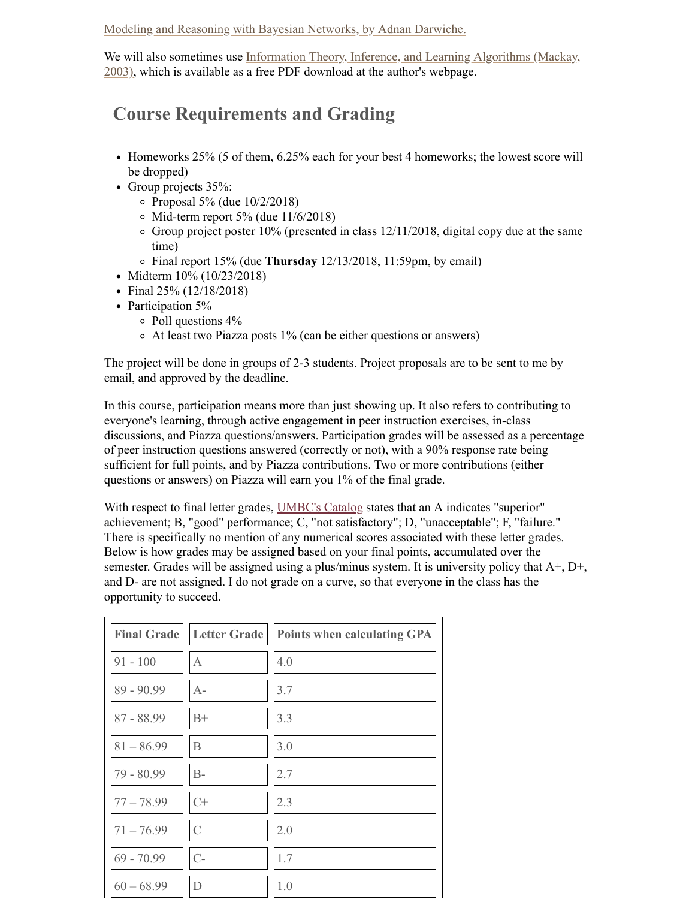[Modeling and Reasoning with Bayesian Networks, by Adnan Darwiche.]

We will also sometimes use [Information Theory, Inference, and Learning Algorithms (Mackay, 2003)], which is available as a free PDF download at the author's webpage.

## Course Requirements and Grading

- Homeworks 25% (5 of them, 6.25% each for your best 4 homeworks; the lowest score will be dropped)
- Group projects 35%:
  - Proposal 5% (due 10/2/2018)
  - Mid-term report 5% (due 11/6/2018)
  - Group project poster 10% (presented in class 12/11/2018, digital copy due at the same time)
  - Final report 15% (due **Thursday** 12/13/2018, 11:59pm, by email)
- Midterm 10% (10/23/2018)
- Final 25% (12/18/2018)
- Participation 5%
  - Poll questions 4%
  - At least two Piazza posts 1% (can be either questions or answers)

The project will be done in groups of 2-3 students. Project proposals are to be sent to me by email, and approved by the deadline.

In this course, participation means more than just showing up. It also refers to contributing to everyone's learning, through active engagement in peer instruction exercises, in-class discussions, and Piazza questions/answers. Participation grades will be assessed as a percentage of peer instruction questions answered (correctly or not), with a 90% response rate being sufficient for full points, and by Piazza contributions. Two or more contributions (either questions or answers) on Piazza will earn you 1% of the final grade.

With respect to final letter grades, [UMBC's Catalog] states that an A indicates "superior" achievement; B, "good" performance; C, "not satisfactory"; D, "unacceptable"; F, "failure." There is specifically no mention of any numerical scores associated with these letter grades. Below is how grades may be assigned based on your final points, accumulated over the semester. Grades will be assigned using a plus/minus system. It is university policy that A+, D+, and D- are not assigned. I do not grade on a curve, so that everyone in the class has the opportunity to succeed.

| Final Grade | Letter Grade | Points when calculating GPA |
|---|---|---|
| 91 - 100 | A | 4.0 |
| 89 - 90.99 | A- | 3.7 |
| 87 - 88.99 | B+ | 3.3 |
| 81 – 86.99 | B | 3.0 |
| 79 - 80.99 | B- | 2.7 |
| 77 – 78.99 | C+ | 2.3 |
| 71 – 76.99 | C | 2.0 |
| 69 - 70.99 | C- | 1.7 |
| 60 – 68.99 | D | 1.0 |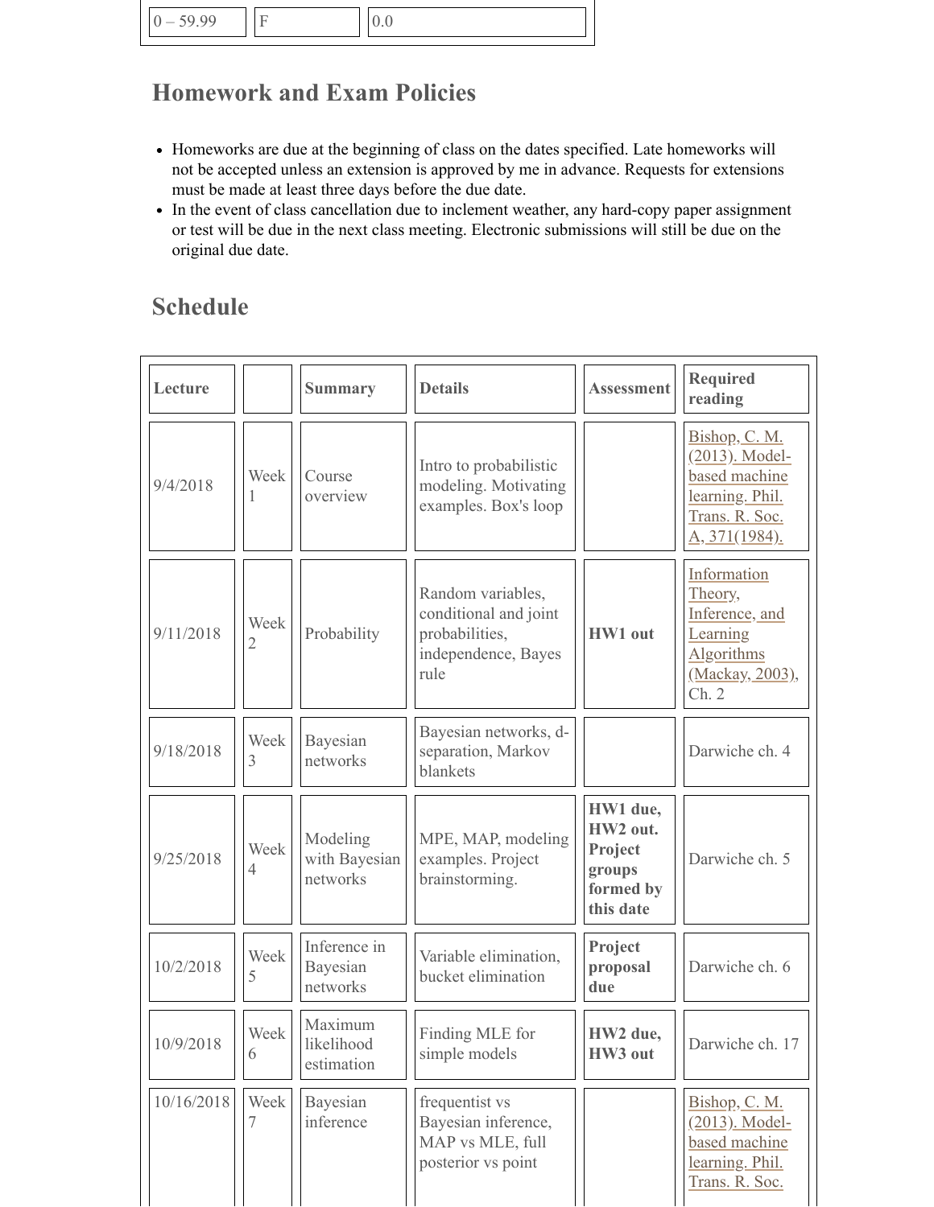| 0 – 59.99 | F | 0.0 |
| --- | --- | --- |

## Homework and Exam Policies

- Homeworks are due at the beginning of class on the dates specified. Late homeworks will not be accepted unless an extension is approved by me in advance. Requests for extensions must be made at least three days before the due date.
- In the event of class cancellation due to inclement weather, any hard-copy paper assignment or test will be due in the next class meeting. Electronic submissions will still be due on the original due date.

## Schedule

| Lecture | | Summary | Details | Assessment | Required reading |
| --- | --- | --- | --- | --- | --- |
| 9/4/2018 | Week 1 | Course overview | Intro to probabilistic modeling. Motivating examples. Box's loop | | Bishop, C. M. (2013). Model-based machine learning. Phil. Trans. R. Soc. A, 371(1984). |
| 9/11/2018 | Week 2 | Probability | Random variables, conditional and joint probabilities, independence, Bayes rule | **HW1 out** | Information Theory, Inference, and Learning Algorithms (Mackay, 2003), Ch. 2 |
| 9/18/2018 | Week 3 | Bayesian networks | Bayesian networks, d-separation, Markov blankets | | Darwiche ch. 4 |
| 9/25/2018 | Week 4 | Modeling with Bayesian networks | MPE, MAP, modeling examples. Project brainstorming. | **HW1 due, HW2 out. Project groups formed by this date** | Darwiche ch. 5 |
| 10/2/2018 | Week 5 | Inference in Bayesian networks | Variable elimination, bucket elimination | **Project proposal due** | Darwiche ch. 6 |
| 10/9/2018 | Week 6 | Maximum likelihood estimation | Finding MLE for simple models | **HW2 due, HW3 out** | Darwiche ch. 17 |
| 10/16/2018 | Week 7 | Bayesian inference | frequentist vs Bayesian inference, MAP vs MLE, full posterior vs point | | Bishop, C. M. (2013). Model-based machine learning. Phil. Trans. R. Soc. |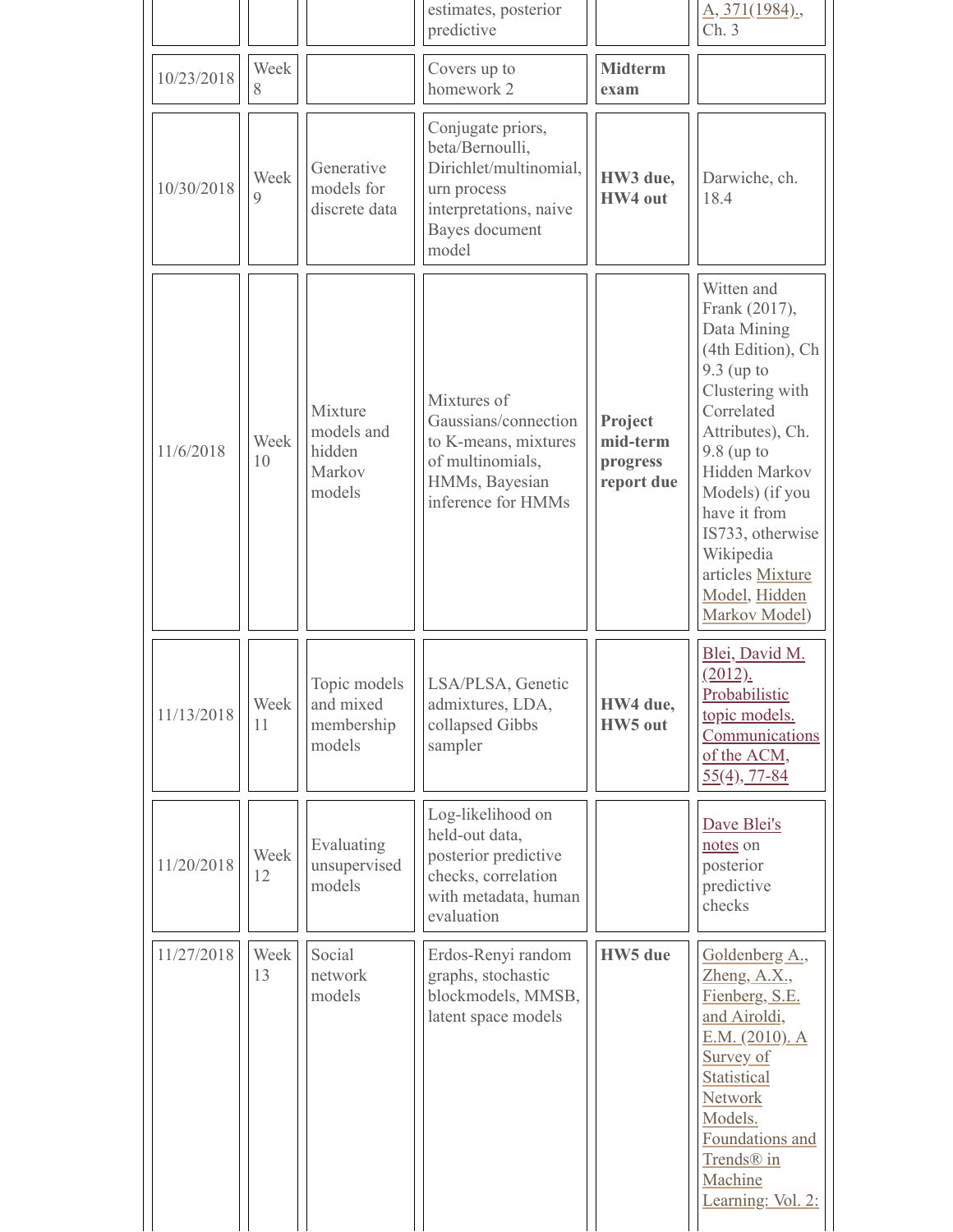| | | | estimates, posterior predictive | | A, 371(1984)., Ch. 3 |
|---|---|---|---|---|---|
| 10/23/2018 | Week 8 | | Covers up to homework 2 | **Midterm exam** | |
| 10/30/2018 | Week 9 | Generative models for discrete data | Conjugate priors, beta/Bernoulli, Dirichlet/multinomial, urn process interpretations, naive Bayes document model | **HW3 due, HW4 out** | Darwiche, ch. 18.4 |
| 11/6/2018 | Week 10 | Mixture models and hidden Markov models | Mixtures of Gaussians/connection to K-means, mixtures of multinomials, HMMs, Bayesian inference for HMMs | **Project mid-term progress report due** | Witten and Frank (2017), Data Mining (4th Edition), Ch 9.3 (up to Clustering with Correlated Attributes), Ch. 9.8 (up to Hidden Markov Models) (if you have it from IS733, otherwise Wikipedia articles Mixture Model, Hidden Markov Model) |
| 11/13/2018 | Week 11 | Topic models and mixed membership models | LSA/PLSA, Genetic admixtures, LDA, collapsed Gibbs sampler | **HW4 due, HW5 out** | Blei, David M. (2012). Probabilistic topic models. Communications of the ACM, 55(4), 77-84 |
| 11/20/2018 | Week 12 | Evaluating unsupervised models | Log-likelihood on held-out data, posterior predictive checks, correlation with metadata, human evaluation | | Dave Blei's notes on posterior predictive checks |
| 11/27/2018 | Week 13 | Social network models | Erdos-Renyi random graphs, stochastic blockmodels, MMSB, latent space models | **HW5 due** | Goldenberg A., Zheng, A.X., Fienberg, S.E. and Airoldi, E.M. (2010). A Survey of Statistical Network Models. Foundations and Trends® in Machine Learning: Vol. 2: |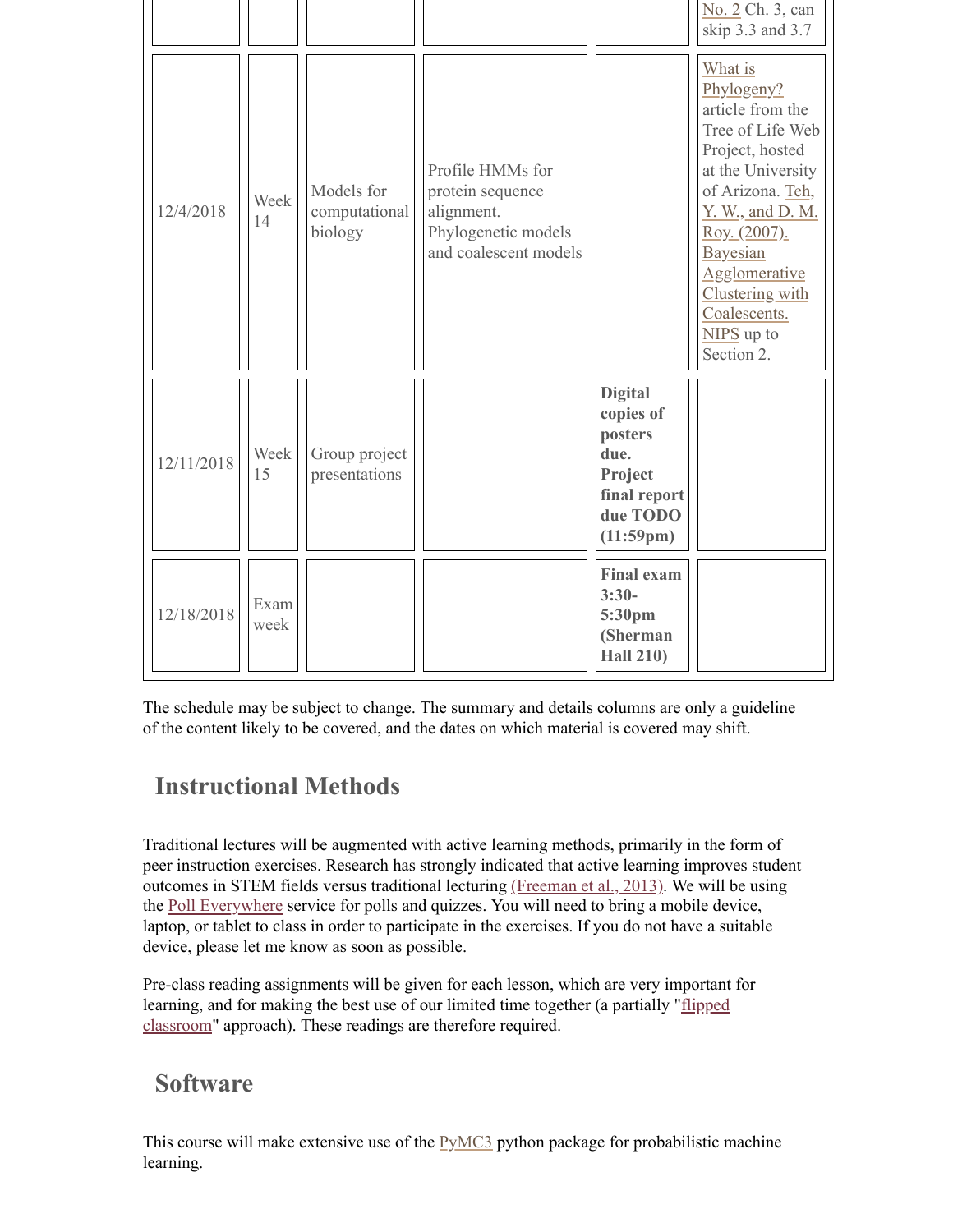| | | | | | No. 2 Ch. 3, can skip 3.3 and 3.7 |
|---|---|---|---|---|---|
| 12/4/2018 | Week 14 | Models for computational biology | Profile HMMs for protein sequence alignment. Phylogenetic models and coalescent models | | What is Phylogeny? article from the Tree of Life Web Project, hosted at the University of Arizona. Teh, Y. W., and D. M. Roy. (2007). Bayesian Agglomerative Clustering with Coalescents. NIPS up to Section 2. |
| 12/11/2018 | Week 15 | Group project presentations | | **Digital copies of posters due. Project final report due TODO (11:59pm)** | |
| 12/18/2018 | Exam week | | | **Final exam 3:30-5:30pm (Sherman Hall 210)** | |

The schedule may be subject to change. The summary and details columns are only a guideline of the content likely to be covered, and the dates on which material is covered may shift.

## Instructional Methods

Traditional lectures will be augmented with active learning methods, primarily in the form of peer instruction exercises. Research has strongly indicated that active learning improves student outcomes in STEM fields versus traditional lecturing (Freeman et al., 2013). We will be using the Poll Everywhere service for polls and quizzes. You will need to bring a mobile device, laptop, or tablet to class in order to participate in the exercises. If you do not have a suitable device, please let me know as soon as possible.

Pre-class reading assignments will be given for each lesson, which are very important for learning, and for making the best use of our limited time together (a partially "flipped classroom" approach). These readings are therefore required.

## Software

This course will make extensive use of the PyMC3 python package for probabilistic machine learning.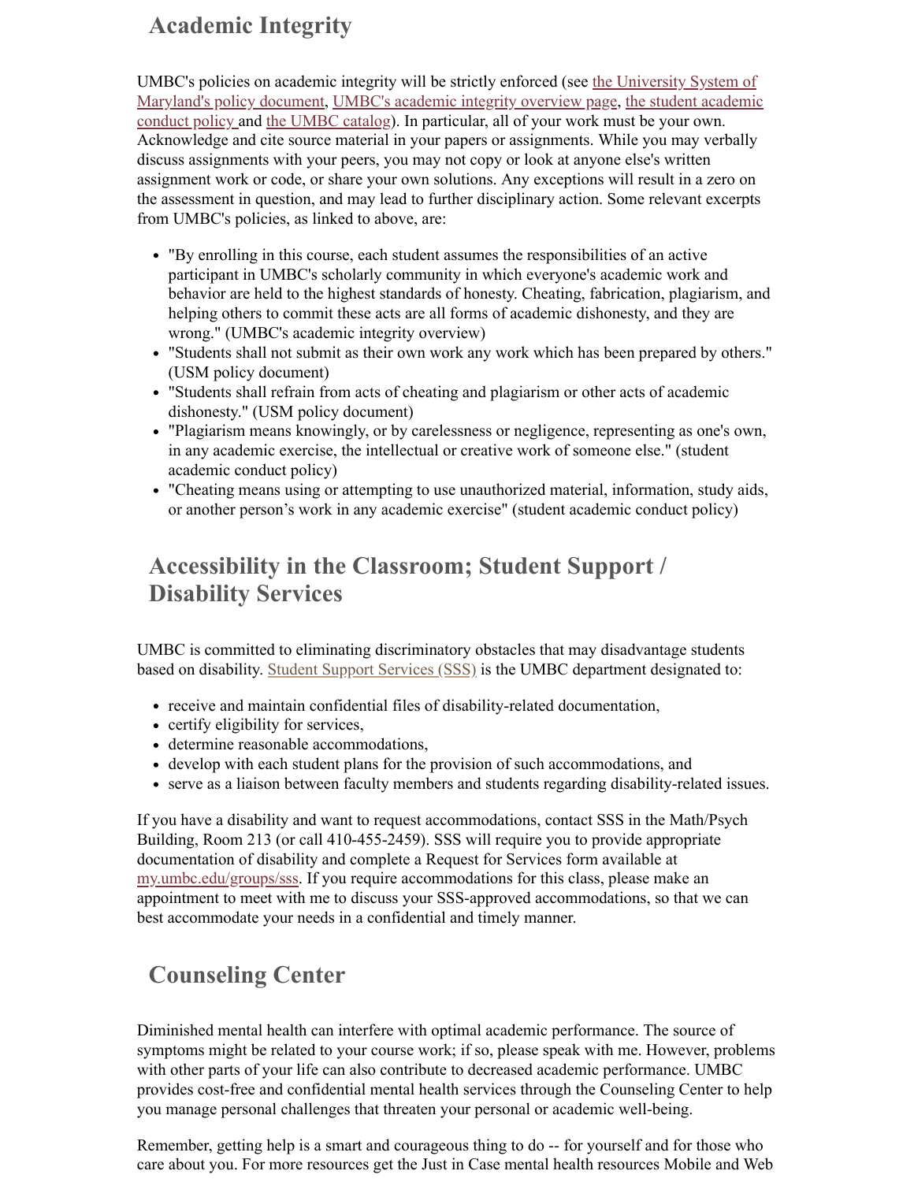## Academic Integrity

UMBC's policies on academic integrity will be strictly enforced (see the University System of Maryland's policy document, UMBC's academic integrity overview page, the student academic conduct policy and the UMBC catalog). In particular, all of your work must be your own. Acknowledge and cite source material in your papers or assignments. While you may verbally discuss assignments with your peers, you may not copy or look at anyone else's written assignment work or code, or share your own solutions. Any exceptions will result in a zero on the assessment in question, and may lead to further disciplinary action. Some relevant excerpts from UMBC's policies, as linked to above, are:

- "By enrolling in this course, each student assumes the responsibilities of an active participant in UMBC's scholarly community in which everyone's academic work and behavior are held to the highest standards of honesty. Cheating, fabrication, plagiarism, and helping others to commit these acts are all forms of academic dishonesty, and they are wrong." (UMBC's academic integrity overview)
- "Students shall not submit as their own work any work which has been prepared by others." (USM policy document)
- "Students shall refrain from acts of cheating and plagiarism or other acts of academic dishonesty." (USM policy document)
- "Plagiarism means knowingly, or by carelessness or negligence, representing as one's own, in any academic exercise, the intellectual or creative work of someone else." (student academic conduct policy)
- "Cheating means using or attempting to use unauthorized material, information, study aids, or another person's work in any academic exercise" (student academic conduct policy)

## Accessibility in the Classroom; Student Support / Disability Services

UMBC is committed to eliminating discriminatory obstacles that may disadvantage students based on disability. Student Support Services (SSS) is the UMBC department designated to:

- receive and maintain confidential files of disability-related documentation,
- certify eligibility for services,
- determine reasonable accommodations,
- develop with each student plans for the provision of such accommodations, and
- serve as a liaison between faculty members and students regarding disability-related issues.

If you have a disability and want to request accommodations, contact SSS in the Math/Psych Building, Room 213 (or call 410-455-2459). SSS will require you to provide appropriate documentation of disability and complete a Request for Services form available at my.umbc.edu/groups/sss. If you require accommodations for this class, please make an appointment to meet with me to discuss your SSS-approved accommodations, so that we can best accommodate your needs in a confidential and timely manner.

## Counseling Center

Diminished mental health can interfere with optimal academic performance. The source of symptoms might be related to your course work; if so, please speak with me. However, problems with other parts of your life can also contribute to decreased academic performance. UMBC provides cost-free and confidential mental health services through the Counseling Center to help you manage personal challenges that threaten your personal or academic well-being.

Remember, getting help is a smart and courageous thing to do -- for yourself and for those who care about you. For more resources get the Just in Case mental health resources Mobile and Web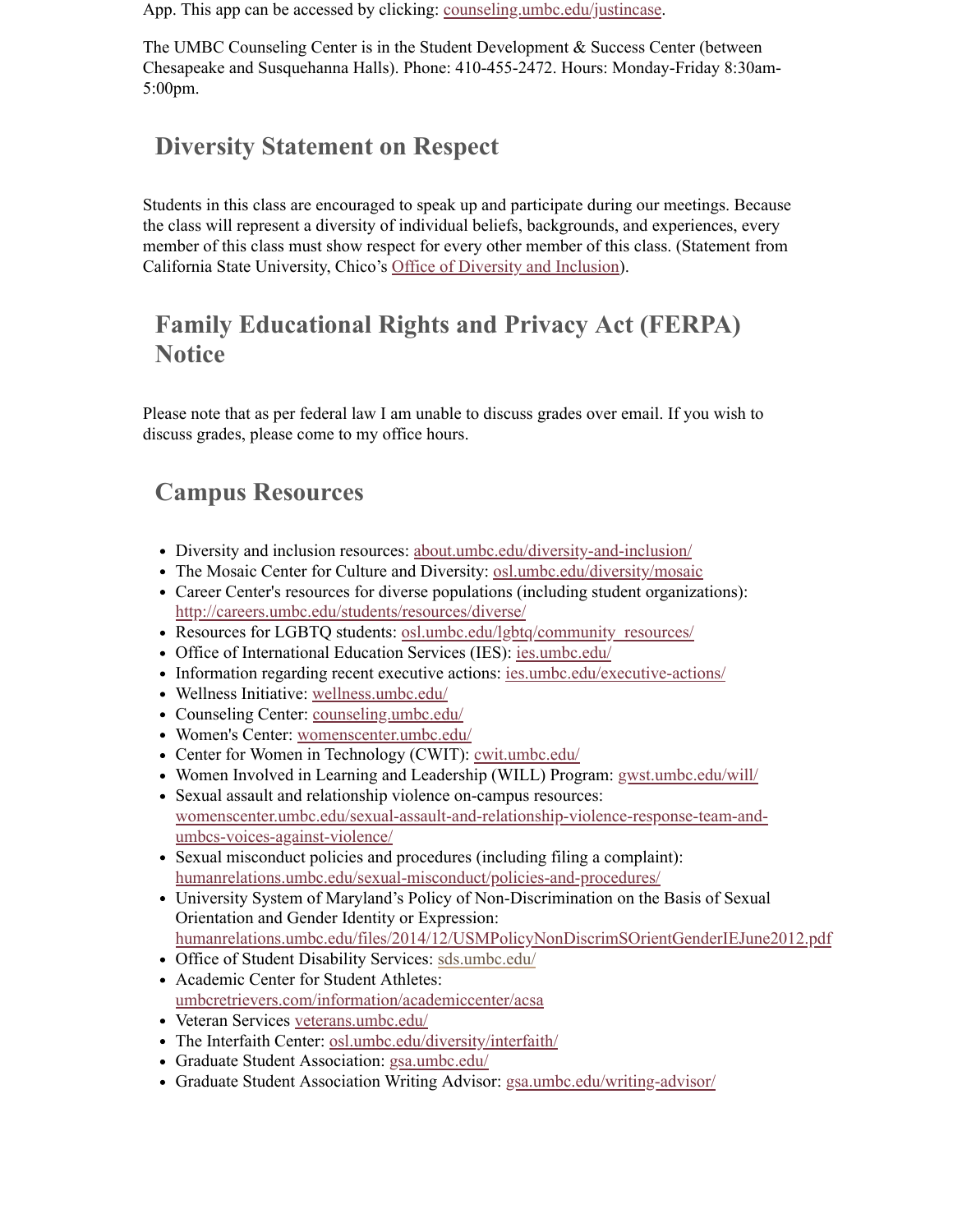App. This app can be accessed by clicking: [counseling.umbc.edu/justincase](counseling.umbc.edu/justincase).

The UMBC Counseling Center is in the Student Development & Success Center (between Chesapeake and Susquehanna Halls). Phone: 410-455-2472. Hours: Monday-Friday 8:30am-5:00pm.

## Diversity Statement on Respect

Students in this class are encouraged to speak up and participate during our meetings. Because the class will represent a diversity of individual beliefs, backgrounds, and experiences, every member of this class must show respect for every other member of this class. (Statement from California State University, Chico's Office of Diversity and Inclusion).

## Family Educational Rights and Privacy Act (FERPA) Notice

Please note that as per federal law I am unable to discuss grades over email. If you wish to discuss grades, please come to my office hours.

## Campus Resources

- Diversity and inclusion resources: about.umbc.edu/diversity-and-inclusion/
- The Mosaic Center for Culture and Diversity: osl.umbc.edu/diversity/mosaic
- Career Center's resources for diverse populations (including student organizations): http://careers.umbc.edu/students/resources/diverse/
- Resources for LGBTQ students: osl.umbc.edu/lgbtq/community_resources/
- Office of International Education Services (IES): ies.umbc.edu/
- Information regarding recent executive actions: ies.umbc.edu/executive-actions/
- Wellness Initiative: wellness.umbc.edu/
- Counseling Center: counseling.umbc.edu/
- Women's Center: womenscenter.umbc.edu/
- Center for Women in Technology (CWIT): cwit.umbc.edu/
- Women Involved in Learning and Leadership (WILL) Program: gwst.umbc.edu/will/
- Sexual assault and relationship violence on-campus resources: womenscenter.umbc.edu/sexual-assault-and-relationship-violence-response-team-and-umbcs-voices-against-violence/
- Sexual misconduct policies and procedures (including filing a complaint): humanrelations.umbc.edu/sexual-misconduct/policies-and-procedures/
- University System of Maryland's Policy of Non-Discrimination on the Basis of Sexual Orientation and Gender Identity or Expression: humanrelations.umbc.edu/files/2014/12/USMPolicyNonDiscrimSOrientGenderIEJune2012.pdf
- Office of Student Disability Services: sds.umbc.edu/
- Academic Center for Student Athletes: umbcretrievers.com/information/academiccenter/acsa
- Veteran Services veterans.umbc.edu/
- The Interfaith Center: osl.umbc.edu/diversity/interfaith/
- Graduate Student Association: gsa.umbc.edu/
- Graduate Student Association Writing Advisor: gsa.umbc.edu/writing-advisor/